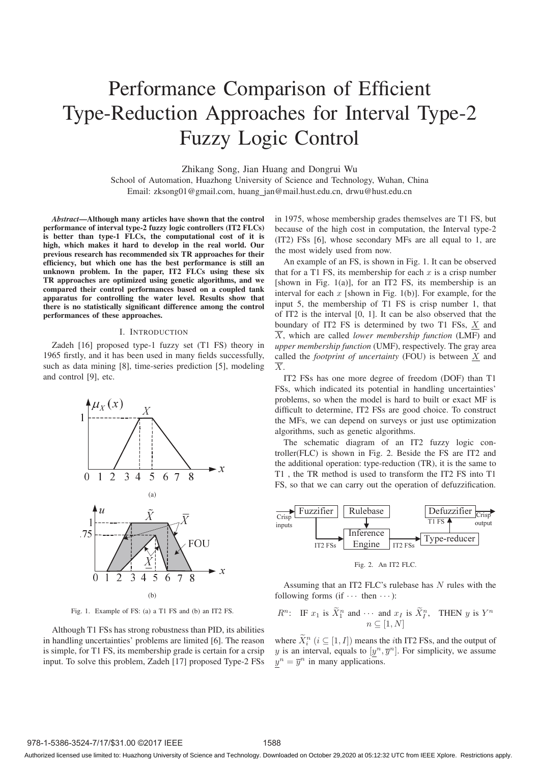# Performance Comparison of Efficient Type-Reduction Approaches for Interval Type-2 Fuzzy Logic Control

Zhikang Song, Jian Huang and Dongrui Wu

School of Automation, Huazhong University of Science and Technology, Wuhan, China

Email: zksong01@gmail.com, huang_jan@mail.hust.edu.cn, drwu@hust.edu.cn

***Abstract*—Although many articles have shown that the control performance of interval type-2 fuzzy logic controllers (IT2 FLCs) is better than type-1 FLCs, the computational cost of it is high, which makes it hard to develop in the real world. Our previous research has recommended six TR approaches for their efficiency, but which one has the best performance is still an unknown problem. In the paper, IT2 FLCs using these six TR approaches are optimized using genetic algorithms, and we compared their control performances based on a coupled tank apparatus for controlling the water level. Results show that there is no statistically significant difference among the control performances of these approaches.**

## I. Introduction

Zadeh [16] proposed type-1 fuzzy set (T1 FS) theory in 1965 firstly, and it has been used in many fields successfully, such as data mining [8], time-series prediction [5], modeling and control [9], etc.

Fig. 1. Example of FS: (a) a T1 FS and (b) an IT2 FS.

Although T1 FSs has strong robustness than PID, its abilities in handling uncertainties' problems are limited [6]. The reason is simple, for T1 FS, its membership grade is certain for a crsip input. To solve this problem, Zadeh [17] proposed Type-2 FSs in 1975, whose membership grades themselves are T1 FS, but because of the high cost in computation, the Interval type-2 (IT2) FSs [6], whose secondary MFs are all equal to 1, are the most widely used from now.

An example of an FS, is shown in Fig. 1. It can be observed that for a T1 FS, its membership for each $x$ is a crisp number [shown in Fig. 1(a)], for an IT2 FS, its membership is an interval for each $x$ [shown in Fig. 1(b)]. For example, for the input 5, the membership of T1 FS is crisp number 1, that of IT2 is the interval [0, 1]. It can be also observed that the boundary of IT2 FS is determined by two T1 FSs, $\underline{X}$ and $\overline{X}$, which are called *lower membership function* (LMF) and *upper membership function* (UMF), respectively. The gray area called the *footprint of uncertainty* (FOU) is between $\underline{X}$ and $\overline{X}$.

IT2 FSs has one more degree of freedom (DOF) than T1 FSs, which indicated its potential in handling uncertainties' problems, so when the model is hard to built or exact MF is difficult to determine, IT2 FSs are good choice. To construct the MFs, we can depend on surveys or just use optimization algorithms, such as genetic algorithms.

The schematic diagram of an IT2 fuzzy logic controller(FLC) is shown in Fig. 2. Beside the FS are IT2 and the additional operation: type-reduction (TR), it is the same to T1 , the TR method is used to transform the IT2 FS into T1 FS, so that we can carry out the operation of defuzzification.

Fig. 2. An IT2 FLC.

Assuming that an IT2 FLC's rulebase has $N$ rules with the following forms (if $\cdots$ then $\cdots$):

$$R^n: \quad \text{IF } x_1 \text{ is } \widetilde{X}_1^n \text{ and } \cdots \text{ and } x_I \text{ is } \widetilde{X}_I^n, \quad \text{THEN } y \text{ is } Y^n \quad n \subseteq [1, N]$$

where $\widetilde{X}_i^n$ ($i \subseteq [1, I]$) means the $i$th IT2 FSs, and the output of $y$ is an interval, equals to $[\underline{y}^n, \overline{y}^n]$. For simplicity, we assume $\underline{y}^n = \overline{y}^n$ in many applications.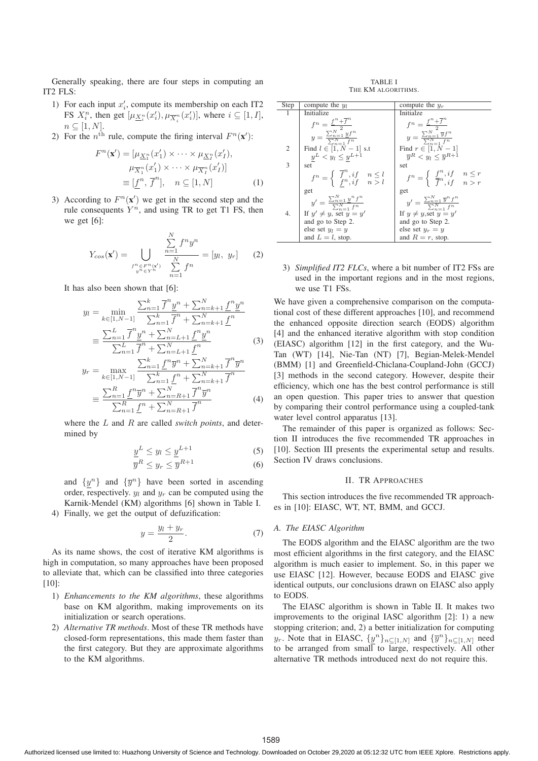Generally speaking, there are four steps in computing an IT2 FLS:

1) For each input $x'_i$, compute its membership on each IT2 FS $X_i^n$, then get $[\mu_{\underline{X}_i^n}(x'_i), \mu_{\overline{X}_i^n}(x'_i)]$, where $i \subseteq [1, I]$, $n \subseteq [1, N]$.
2) For the $n^{\text{th}}$ rule, compute the firing interval $F^n(\mathbf{x}')$:

$$F^n(\mathbf{x}') = [\mu_{\underline{X}_1^n}(x'_1) \times \cdots \times \mu_{\underline{X}_I^n}(x'_I), \mu_{\overline{X}_1^n}(x'_1) \times \cdots \times \mu_{\overline{X}_I^n}(x'_I)] \equiv [\underline{f}^n, \overline{f}^n], \quad n \subseteq [1, N] \tag{1}$$

3) According to $F^n(\mathbf{x}')$ we get in the second step and the rule consequents $Y^n$, and using TR to get T1 FS, then we get [6]:

$$Y_{cos}(\mathbf{x}') = \bigcup_{\substack{f^n \in F^n(\mathbf{x}') \\ y^n \in Y^n}} \frac{\sum_{n=1}^{N} f^n y^n}{\sum_{n=1}^{N} f^n} = [y_l, \ y_r] \tag{2}$$

It has also been shown that [6]:

$$y_l = \min_{k \in [1, N-1]} \frac{\sum_{n=1}^{k} \overline{f}^n \underline{y}^n + \sum_{n=k+1}^{N} \underline{f}^n \underline{y}^n}{\sum_{n=1}^{k} \overline{f}^n + \sum_{n=k+1}^{N} \underline{f}^n} \equiv \frac{\sum_{n=1}^{L} \overline{f}^n \underline{y}^n + \sum_{n=L+1}^{N} \underline{f}^n \underline{y}^n}{\sum_{n=1}^{L} \overline{f}^n + \sum_{n=L+1}^{N} \underline{f}^n} \tag{3}$$

$$y_r = \max_{k \in [1, N-1]} \frac{\sum_{n=1}^{k} \underline{f}^n \overline{y}^n + \sum_{n=k+1}^{N} \overline{f}^n \overline{y}^n}{\sum_{n=1}^{k} \underline{f}^n + \sum_{n=k+1}^{N} \overline{f}^n} \equiv \frac{\sum_{n=1}^{R} \underline{f}^n \overline{y}^n + \sum_{n=R+1}^{N} \overline{f}^n \overline{y}^n}{\sum_{n=1}^{R} \underline{f}^n + \sum_{n=R+1}^{N} \overline{f}^n} \tag{4}$$

where the $L$ and $R$ are called *switch points*, and determined by

$$\underline{y}^L \leq y_l \leq \underline{y}^{L+1} \tag{5}$$

$$\overline{y}^R \leq y_r \leq \overline{y}^{R+1} \tag{6}$$

and $\{\underline{y}^n\}$ and $\{\overline{y}^n\}$ have been sorted in ascending order, respectively. $y_l$ and $y_r$ can be computed using the Karnik-Mendel (KM) algorithms [6] shown in Table I.

4) Finally, we get the output of defuzzification:

$$y = \frac{y_l + y_r}{2}. \tag{7}$$

As its name shows, the cost of iterative KM algorithms is high in computation, so many approaches have been proposed to alleviate that, which can be classified into three categories [10]:

1) *Enhancements to the KM algorithms*, these algorithms base on KM algorithm, making improvements on its initialization or search operations.
2) *Alternative TR methods*. Most of these TR methods have closed-form representations, this made them faster than the first category. But they are approximate algorithms to the KM algorithms.
3) *Simplified IT2 FLCs*, where a bit number of IT2 FSs are used in the important regions and in the most regions, we use T1 FSs.

TABLE I
THE KM ALGORITHMS.

| Step | compute the $y_l$ | compute the $y_r$ |
|---|---|---|
| 1 | Initialize $f^n = \frac{\underline{f}^n + \overline{f}^n}{2}$, $y = \frac{\sum_{n=1}^{N} \underline{y} f^n}{\sum_{n=1}^{N} f^n}$ | Initialze $f^n = \frac{\underline{f}^n + \overline{f}^n}{2}$, $y = \frac{\sum_{n=1}^{N} \overline{y} f^n}{\sum_{n=1}^{N} f^n}$ |
| 2 | Find $l \in [1, N-1]$ s.t $\underline{y}^L < y_l \leq \underline{y}^{L+1}$ | Find $r \in [1, N-1]$ $\overline{y}^R < y_l \leq \overline{y}^{R+1}$ |
| 3 | set $f^n = \begin{cases} \overline{f}^n, if & n \leq l \\ \underline{f}^n, if & n > l \end{cases}$ get $y' = \frac{\sum_{n=1}^{N} y^n f^n}{\sum_{n=1}^{N} f^n}$ | set $f^n = \begin{cases} \underline{f}^n, if & n \leq r \\ \overline{f}^n, if & n > r \end{cases}$ get $y' = \frac{\sum_{n=1}^{N} \overline{y}^n f^n}{\sum_{n=1}^{N} f^n}$ |
| 4. | If $y' \neq y$, set $y = y'$ and go to Step 2. else set $y_l = y$ and $L = l$, stop. | If $y \neq y$,set $y = y'$ and go to Step 2. else set $y_r = y$ and $R = r$, stop. |

We have given a comprehensive comparison on the computational cost of these different approaches [10], and recommend the enhanced opposite direction search (EODS) algorithm [4] and the enhanced iterative algorithm with stop condition (EIASC) algorithm [12] in the first category, and the Wu-Tan (WT) [14], Nie-Tan (NT) [7], Begian-Melek-Mendel (BMM) [1] and Greenfield-Chiclana-Coupland-John (GCCJ) [3] methods in the second category. However, despite their efficiency, which one has the best control performance is still an open question. This paper tries to answer that question by comparing their control performance using a coupled-tank water level control apparatus [13].

The remainder of this paper is organized as follows: Section II introduces the five recommended TR approaches in [10]. Section III presents the experimental setup and results. Section IV draws conclusions.

## II. TR Approaches

This section introduces the five recommended TR approaches in [10]: EIASC, WT, NT, BMM, and GCCJ.

### A. The EIASC Algorithm

The EODS algorithm and the EIASC algorithm are the two most efficient algorithms in the first category, and the EIASC algorithm is much easier to implement. So, in this paper we use EIASC [12]. However, because EODS and EIASC give identical outputs, our conclusions drawn on EIASC also apply to EODS.

The EIASC algorithm is shown in Table II. It makes two improvements to the original IASC algorithm [2]: 1) a new stopping criterion; and, 2) a better initialization for computing $y_r$. Note that in EIASC, $\{\underline{y}^n\}_{n \subseteq [1,N]}$ and $\{\overline{y}^n\}_{n \subseteq [1,N]}$ need to be arranged from small to large, respectively. All other alternative TR methods introduced next do not require this.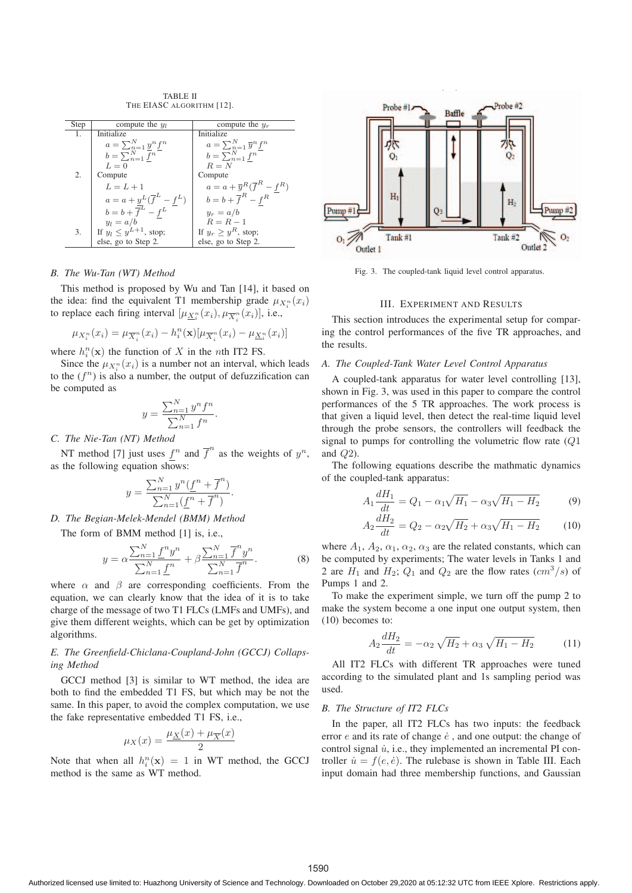TABLE II
THE EIASC ALGORITHM [12].

| Step | compute the $y_l$ | compute the $y_r$ |
|---|---|---|
| 1. | Initialize $a = \sum_{n=1}^{N} \underline{y}^n \underline{f}^n$ $b = \sum_{n=1}^{N} \underline{f}^n$ $L = 0$ | Initialize $a = \sum_{n=1}^{N} \overline{y}^n \underline{f}^n$ $b = \sum_{n=1}^{N} \underline{f}^n$ $R = N$ |
| 2. | Compute $L = L + 1$ $a = a + \underline{y}^L(\overline{f}^L - \underline{f}^L)$ $b = b + \overline{f}^L - \underline{f}^L$ $y_l = a/b$ | Compute $a = a + \overline{y}^R(\overline{f}^R - \underline{f}^R)$ $b = b + \overline{f}^R - \underline{f}^R$ $y_r = a/b$ $R = R - 1$ |
| 3. | If $y_l \leq y^{L+1}$, stop; else, go to Step 2. | If $y_r \geq y^R$, stop; else, go to Step 2. |

### B. The Wu-Tan (WT) Method

This method is proposed by Wu and Tan [14], it based on the idea: find the equivalent T1 membership grade $\mu_{X_i^n}(x_i)$ to replace each firing interval $[\mu_{\underline{X}_i^n}(x_i), \mu_{\overline{X}_i^n}(x_i)]$, i.e.,

$$\mu_{X_i^n}(x_i) = \mu_{\overline{X}_i^n}(x_i) - h_i^n(\mathbf{x})[\mu_{\overline{X}_i^n}(x_i) - \mu_{\underline{X}_i^n}(x_i)]$$

where $h_i^n(\mathbf{x})$ the function of $X$ in the $n$th IT2 FS.

Since the $\mu_{X_i^n}(x_i)$ is a number not an interval, which leads to the $(f^n)$ is also a number, the output of defuzzification can be computed as

$$y = \frac{\sum_{n=1}^{N} y^n f^n}{\sum_{n=1}^{N} f^n}.$$

### C. The Nie-Tan (NT) Method

NT method [7] just uses $\underline{f}^n$ and $\overline{f}^n$ as the weights of $y^n$, as the following equation shows:

$$y = \frac{\sum_{n=1}^{N} y^n(\underline{f}^n + \overline{f}^n)}{\sum_{n=1}^{N}(\underline{f}^n + \overline{f}^n)}.$$

### D. The Begian-Melek-Mendel (BMM) Method

The form of BMM method [1] is, i.e.,

$$y = \alpha\frac{\sum_{n=1}^{N} \underline{f}^n y^n}{\sum_{n=1}^{N} \underline{f}^n} + \beta\frac{\sum_{n=1}^{N} \overline{f}^n y^n}{\sum_{n=1}^{N} \overline{f}^n}. \tag{8}$$

where $\alpha$ and $\beta$ are corresponding coefficients. From the equation, we can clearly know that the idea of it is to take charge of the message of two T1 FLCs (LMFs and UMFs), and give them different weights, which can be get by optimization algorithms.

### E. The Greenfield-Chiclana-Coupland-John (GCCJ) Collapsing Method

GCCJ method [3] is similar to WT method, the idea are both to find the embedded T1 FS, but which may be not the same. In this paper, to avoid the complex computation, we use the fake representative embedded T1 FS, i.e.,

$$\mu_X(x) = \frac{\mu_{\underline{X}}(x) + \mu_{\overline{X}}(x)}{2}$$

Note that when all $h_i^n(\mathbf{x}) = 1$ in WT method, the GCCJ method is the same as WT method.

Fig. 3. The coupled-tank liquid level control apparatus.

## III. EXPERIMENT AND RESULTS

This section introduces the experimental setup for comparing the control performances of the five TR approaches, and the results.

### A. The Coupled-Tank Water Level Control Apparatus

A coupled-tank apparatus for water level controlling [13], shown in Fig. 3, was used in this paper to compare the control performances of the 5 TR approaches. The work process is that given a liquid level, then detect the real-time liquid level through the probe sensors, the controllers will feedback the signal to pumps for controlling the volumetric flow rate ($Q1$ and $Q2$).

The following equations describe the mathmatic dynamics of the coupled-tank apparatus:

$$A_1\frac{dH_1}{dt} = Q_1 - \alpha_1\sqrt{H_1} - \alpha_3\sqrt{H_1 - H_2} \tag{9}$$

$$A_2\frac{dH_2}{dt} = Q_2 - \alpha_2\sqrt{H_2} + \alpha_3\sqrt{H_1 - H_2} \tag{10}$$

where $A_1$, $A_2$, $\alpha_1$, $\alpha_2$, $\alpha_3$ are the related constants, which can be computed by experiments; The water levels in Tanks 1 and 2 are $H_1$ and $H_2$; $Q_1$ and $Q_2$ are the flow rates ($cm^3/s$) of Pumps 1 and 2.

To make the experiment simple, we turn off the pump 2 to make the system become a one input one output system, then (10) becomes to:

$$A_2\frac{dH_2}{dt} = -\alpha_2\sqrt{H_2} + \alpha_3\sqrt{H_1 - H_2} \tag{11}$$

All IT2 FLCs with different TR approaches were tuned according to the simulated plant and 1s sampling period was used.

### B. The Structure of IT2 FLCs

In the paper, all IT2 FLCs has two inputs: the feedback error $e$ and its rate of change $\dot{e}$ , and one output: the change of control signal $\dot{u}$, i.e., they implemented an incremental PI controller $\dot{u} = f(e, \dot{e})$. The rulebase is shown in Table III. Each input domain had three membership functions, and Gaussian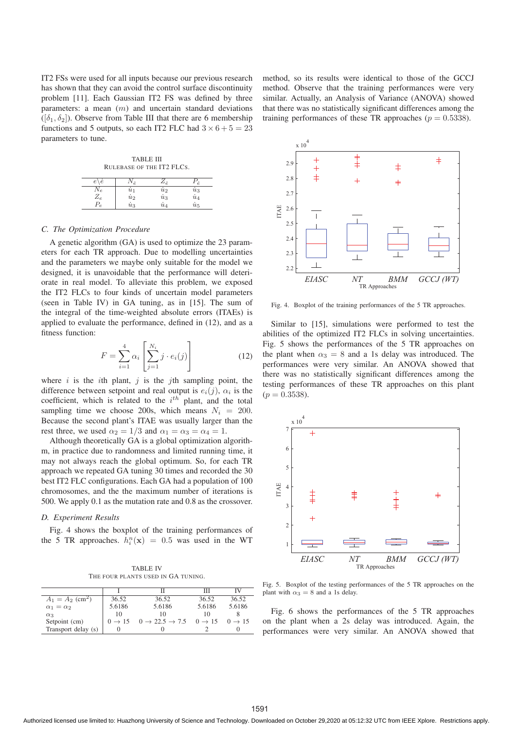IT2 FSs were used for all inputs because our previous research has shown that they can avoid the control surface discontinuity problem [11]. Each Gaussian IT2 FS was defined by three parameters: a mean $(m)$ and uncertain standard deviations $([\delta_1, \delta_2])$. Observe from Table III that there are 6 membership functions and 5 outputs, so each IT2 FLC had $3 \times 6 + 5 = 23$ parameters to tune.

TABLE III
RULEBASE OF THE IT2 FLCS.

| $e \backslash \dot{e}$ | $N_{\dot{e}}$ | $Z_{\dot{e}}$ | $P_{\dot{e}}$ |
|---|---|---|---|
| $N_e$ | $\dot{u}_1$ | $\dot{u}_2$ | $\dot{u}_3$ |
| $Z_e$ | $\dot{u}_2$ | $\dot{u}_3$ | $\dot{u}_4$ |
| $P_e$ | $\dot{u}_3$ | $\dot{u}_4$ | $\dot{u}_5$ |

### C. The Optimization Procedure

A genetic algorithm (GA) is used to optimize the 23 parameters for each TR approach. Due to modelling uncertainties and the parameters we maybe only suitable for the model we designed, it is unavoidable that the performance will deteriorate in real model. To alleviate this problem, we exposed the IT2 FLCs to four kinds of uncertain model parameters (seen in Table IV) in GA tuning, as in [15]. The sum of the integral of the time-weighted absolute errors (ITAEs) is applied to evaluate the performance, defined in (12), and as a fitness function:

$$F = \sum_{i=1}^{4} \alpha_i \left[ \sum_{j=1}^{N_i} j \cdot e_i(j) \right] \tag{12}$$

where $i$ is the $i$th plant, $j$ is the $j$th sampling point, the difference between setpoint and real output is $e_i(j)$, $\alpha_i$ is the coefficient, which is related to the $i^{th}$ plant, and the total sampling time we choose 200s, which means $N_i = 200$. Because the second plant's ITAE was usually larger than the rest three, we used $\alpha_2 = 1/3$ and $\alpha_1 = \alpha_3 = \alpha_4 = 1$.

Although theoretically GA is a global optimization algorithm, in practice due to randomness and limited running time, it may not always reach the global optimum. So, for each TR approach we repeated GA tuning 30 times and recorded the 30 best IT2 FLC configurations. Each GA had a population of 100 chromosomes, and the the maximum number of iterations is 500. We apply 0.1 as the mutation rate and 0.8 as the crossover.

### D. Experiment Results

Fig. 4 shows the boxplot of the training performances of the 5 TR approaches. $h_i^n(\mathbf{x}) = 0.5$ was used in the WT method, so its results were identical to those of the GCCJ method. Observe that the training performances were very similar. Actually, an Analysis of Variance (ANOVA) showed that there was no statistically significant differences among the training performances of these TR approaches ($p = 0.5338$).

TABLE IV
THE FOUR PLANTS USED IN GA TUNING.

| | I | II | III | IV |
|---|---|---|---|---|
| $A_1 = A_2$ (cm$^2$) | 36.52 | 36.52 | 36.52 | 36.52 |
| $\alpha_1 = \alpha_2$ | 5.6186 | 5.6186 | 5.6186 | 5.6186 |
| $\alpha_3$ | 10 | 10 | 10 | 8 |
| Setpoint (cm) | $0 \to 15$ | $0 \to 22.5 \to 7.5$ | $0 \to 15$ | $0 \to 15$ |
| Transport delay (s) | 0 | 0 | 2 | 0 |

Fig. 4. Boxplot of the training performances of the 5 TR approaches.

Similar to [15], simulations were performed to test the abilities of the optimized IT2 FLCs in solving uncertainties. Fig. 5 shows the performances of the 5 TR approaches on the plant when $\alpha_3 = 8$ and a 1s delay was introduced. The performances were very similar. An ANOVA showed that there was no statistically significant differences among the testing performances of these TR approaches on this plant ($p = 0.3538$).

Fig. 5. Boxplot of the testing performances of the 5 TR approaches on the plant with $\alpha_3 = 8$ and a 1s delay.

Fig. 6 shows the performances of the 5 TR approaches on the plant when a 2s delay was introduced. Again, the performances were very similar. An ANOVA showed that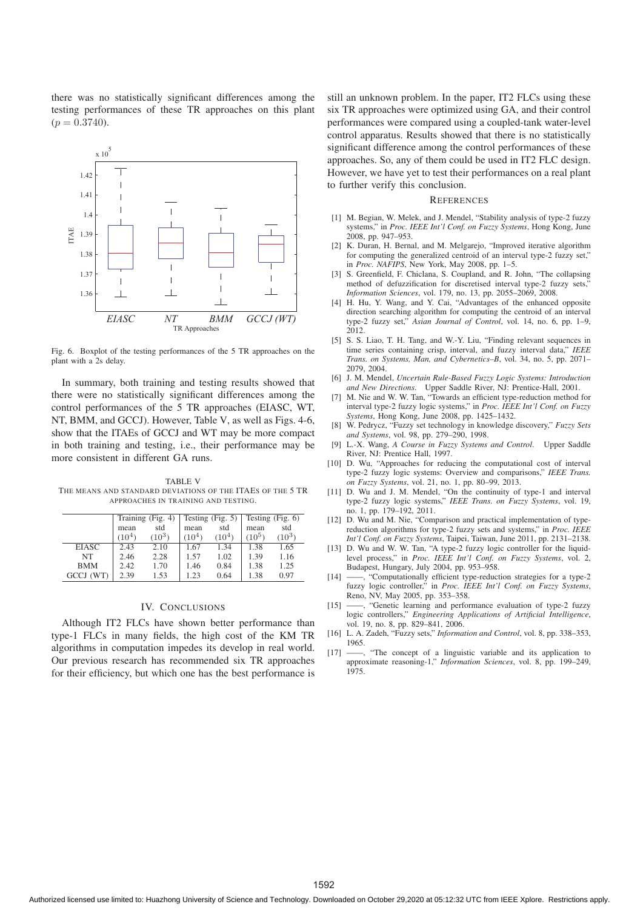there was no statistically significant differences among the testing performances of these TR approaches on this plant ($p = 0.3740$).

x $10^5$

1.42

1.41

1.4

1.39

1.38

1.37

1.36

ITAE

*EIASC* *NT* *BMM* *GCCJ (WT)*

TR Approaches

Fig. 6. Boxplot of the testing performances of the 5 TR approaches on the plant with a 2s delay.

In summary, both training and testing results showed that there were no statistically significant differences among the control performances of the 5 TR approaches (EIASC, WT, NT, BMM, and GCCJ). However, Table V, as well as Figs. 4-6, show that the ITAEs of GCCJ and WT may be more compact in both training and testing, i.e., their performance may be more consistent in different GA runs.

TABLE V
THE MEANS AND STANDARD DEVIATIONS OF THE ITAES OF THE 5 TR APPROACHES IN TRAINING AND TESTING.

| | Training (Fig. 4) | | Testing (Fig. 5) | | Testing (Fig. 6) | |
|---|---|---|---|---|---|---|
| | mean ($10^4$) | std ($10^3$) | mean ($10^4$) | std ($10^4$) | mean ($10^5$) | std ($10^3$) |
| EIASC | 2.43 | 2.10 | 1.67 | 1.34 | 1.38 | 1.65 |
| NT | 2.46 | 2.28 | 1.57 | 1.02 | 1.39 | 1.16 |
| BMM | 2.42 | 1.70 | 1.46 | 0.84 | 1.38 | 1.25 |
| GCCJ (WT) | 2.39 | 1.53 | 1.23 | 0.64 | 1.38 | 0.97 |

## IV. CONCLUSIONS

Although IT2 FLCs have shown better performance than type-1 FLCs in many fields, the high cost of the KM TR algorithms in computation impedes its develop in real world. Our previous research has recommended six TR approaches for their efficiency, but which one has the best performance is still an unknown problem. In the paper, IT2 FLCs using these six TR approaches were optimized using GA, and their control performances were compared using a coupled-tank water-level control apparatus. Results showed that there is no statistically significant difference among the control performances of these approaches. So, any of them could be used in IT2 FLC design. However, we have yet to test their performances on a real plant to further verify this conclusion.

## REFERENCES

[1] M. Begian, W. Melek, and J. Mendel, "Stability analysis of type-2 fuzzy systems," in *Proc. IEEE Int'l Conf. on Fuzzy Systems*, Hong Kong, June 2008, pp. 947–953.

[2] K. Duran, H. Bernal, and M. Melgarejo, "Improved iterative algorithm for computing the generalized centroid of an interval type-2 fuzzy set," in *Proc. NAFIPS*, New York, May 2008, pp. 1–5.

[3] S. Greenfield, F. Chiclana, S. Coupland, and R. John, "The collapsing method of defuzzification for discretised interval type-2 fuzzy sets," *Information Sciences*, vol. 179, no. 13, pp. 2055–2069, 2008.

[4] H. Hu, Y. Wang, and Y. Cai, "Advantages of the enhanced opposite direction searching algorithm for computing the centroid of an interval type-2 fuzzy set," *Asian Journal of Control*, vol. 14, no. 6, pp. 1–9, 2012.

[5] S. S. Liao, T. H. Tang, and W.-Y. Liu, "Finding relevant sequences in time series containing crisp, interval, and fuzzy interval data," *IEEE Trans. on Systems, Man, and Cybernetics–B*, vol. 34, no. 5, pp. 2071–2079, 2004.

[6] J. M. Mendel, *Uncertain Rule-Based Fuzzy Logic Systems: Introduction and New Directions*. Upper Saddle River, NJ: Prentice-Hall, 2001.

[7] M. Nie and W. W. Tan, "Towards an efficient type-reduction method for interval type-2 fuzzy logic systems," in *Proc. IEEE Int'l Conf. on Fuzzy Systems*, Hong Kong, June 2008, pp. 1425–1432.

[8] W. Pedrycz, "Fuzzy set technology in knowledge discovery," *Fuzzy Sets and Systems*, vol. 98, pp. 279–290, 1998.

[9] L.-X. Wang, *A Course in Fuzzy Systems and Control*. Upper Saddle River, NJ: Prentice Hall, 1997.

[10] D. Wu, "Approaches for reducing the computational cost of interval type-2 fuzzy logic systems: Overview and comparisons," *IEEE Trans. on Fuzzy Systems*, vol. 21, no. 1, pp. 80–99, 2013.

[11] D. Wu and J. M. Mendel, "On the continuity of type-1 and interval type-2 fuzzy logic systems," *IEEE Trans. on Fuzzy Systems*, vol. 19, no. 1, pp. 179–192, 2011.

[12] D. Wu and M. Nie, "Comparison and practical implementation of type-reduction algorithms for type-2 fuzzy sets and systems," in *Proc. IEEE Int'l Conf. on Fuzzy Systems*, Taipei, Taiwan, June 2011, pp. 2131–2138.

[13] D. Wu and W. W. Tan, "A type-2 fuzzy logic controller for the liquid-level process," in *Proc. IEEE Int'l Conf. on Fuzzy Systems*, vol. 2, Budapest, Hungary, July 2004, pp. 953–958.

[14] ——, "Computationally efficient type-reduction strategies for a type-2 fuzzy logic controller," in *Proc. IEEE Int'l Conf. on Fuzzy Systems*, Reno, NV, May 2005, pp. 353–358.

[15] ——, "Genetic learning and performance evaluation of type-2 fuzzy logic controllers," *Engineering Applications of Artificial Intelligence*, vol. 19, no. 8, pp. 829–841, 2006.

[16] L. A. Zadeh, "Fuzzy sets," *Information and Control*, vol. 8, pp. 338–353, 1965.

[17] ——, "The concept of a linguistic variable and its application to approximate reasoning-1," *Information Sciences*, vol. 8, pp. 199–249, 1975.